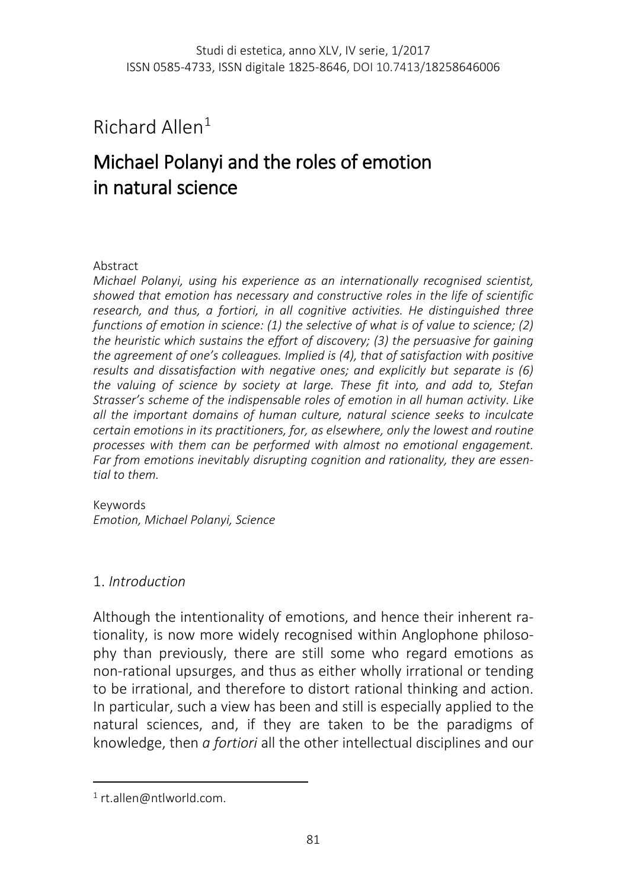Studi di estetica, anno XLV, IV serie, 1/2017
ISSN 0585-4733, ISSN digitale 1825-8646, DOI 10.7413/18258646006

Richard Allen[1]

# Michael Polanyi and the roles of emotion in natural science

Abstract

*Michael Polanyi, using his experience as an internationally recognised scientist, showed that emotion has necessary and constructive roles in the life of scientific research, and thus, a fortiori, in all cognitive activities. He distinguished three functions of emotion in science: (1) the selective of what is of value to science; (2) the heuristic which sustains the effort of discovery; (3) the persuasive for gaining the agreement of one's colleagues. Implied is (4), that of satisfaction with positive results and dissatisfaction with negative ones; and explicitly but separate is (6) the valuing of science by society at large. These fit into, and add to, Stefan Strasser's scheme of the indispensable roles of emotion in all human activity. Like all the important domains of human culture, natural science seeks to inculcate certain emotions in its practitioners, for, as elsewhere, only the lowest and routine processes with them can be performed with almost no emotional engagement. Far from emotions inevitably disrupting cognition and rationality, they are essential to them.*

Keywords
*Emotion, Michael Polanyi, Science*

## 1. *Introduction*

Although the intentionality of emotions, and hence their inherent rationality, is now more widely recognised within Anglophone philosophy than previously, there are still some who regard emotions as non-rational upsurges, and thus as either wholly irrational or tending to be irrational, and therefore to distort rational thinking and action. In particular, such a view has been and still is especially applied to the natural sciences, and, if they are taken to be the paradigms of knowledge, then *a fortiori* all the other intellectual disciplines and our

[1] rt.allen@ntlworld.com.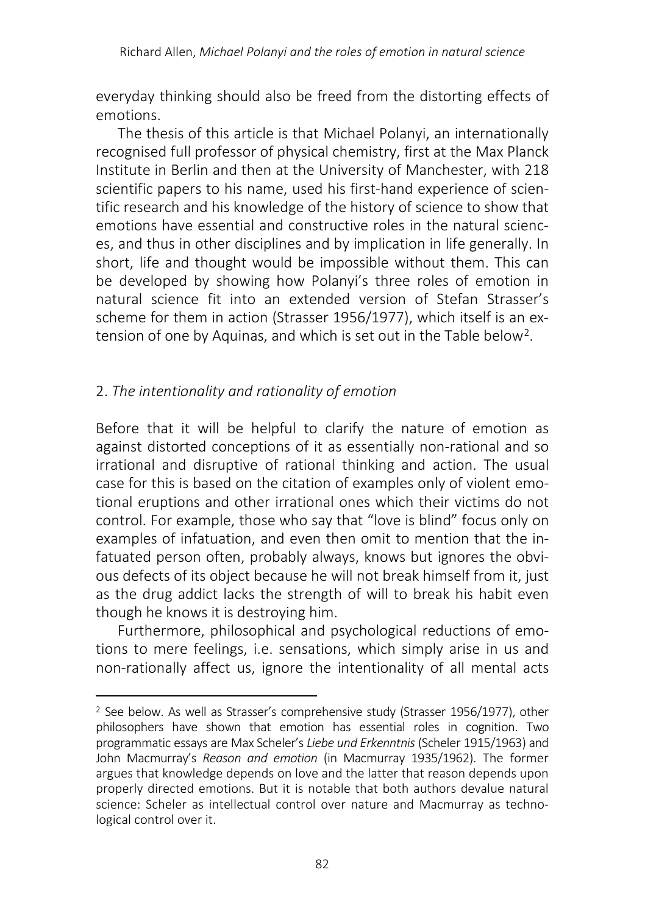everyday thinking should also be freed from the distorting effects of emotions.

The thesis of this article is that Michael Polanyi, an internationally recognised full professor of physical chemistry, first at the Max Planck Institute in Berlin and then at the University of Manchester, with 218 scientific papers to his name, used his first-hand experience of scientific research and his knowledge of the history of science to show that emotions have essential and constructive roles in the natural sciences, and thus in other disciplines and by implication in life generally. In short, life and thought would be impossible without them. This can be developed by showing how Polanyi's three roles of emotion in natural science fit into an extended version of Stefan Strasser's scheme for them in action (Strasser 1956/1977), which itself is an extension of one by Aquinas, and which is set out in the Table below[2].

## 2. *The intentionality and rationality of emotion*

Before that it will be helpful to clarify the nature of emotion as against distorted conceptions of it as essentially non-rational and so irrational and disruptive of rational thinking and action. The usual case for this is based on the citation of examples only of violent emotional eruptions and other irrational ones which their victims do not control. For example, those who say that "love is blind" focus only on examples of infatuation, and even then omit to mention that the infatuated person often, probably always, knows but ignores the obvious defects of its object because he will not break himself from it, just as the drug addict lacks the strength of will to break his habit even though he knows it is destroying him.

Furthermore, philosophical and psychological reductions of emotions to mere feelings, i.e. sensations, which simply arise in us and non-rationally affect us, ignore the intentionality of all mental acts

---

[2] See below. As well as Strasser's comprehensive study (Strasser 1956/1977), other philosophers have shown that emotion has essential roles in cognition. Two programmatic essays are Max Scheler's *Liebe und Erkenntnis* (Scheler 1915/1963) and John Macmurray's *Reason and emotion* (in Macmurray 1935/1962). The former argues that knowledge depends on love and the latter that reason depends upon properly directed emotions. But it is notable that both authors devalue natural science: Scheler as intellectual control over nature and Macmurray as technological control over it.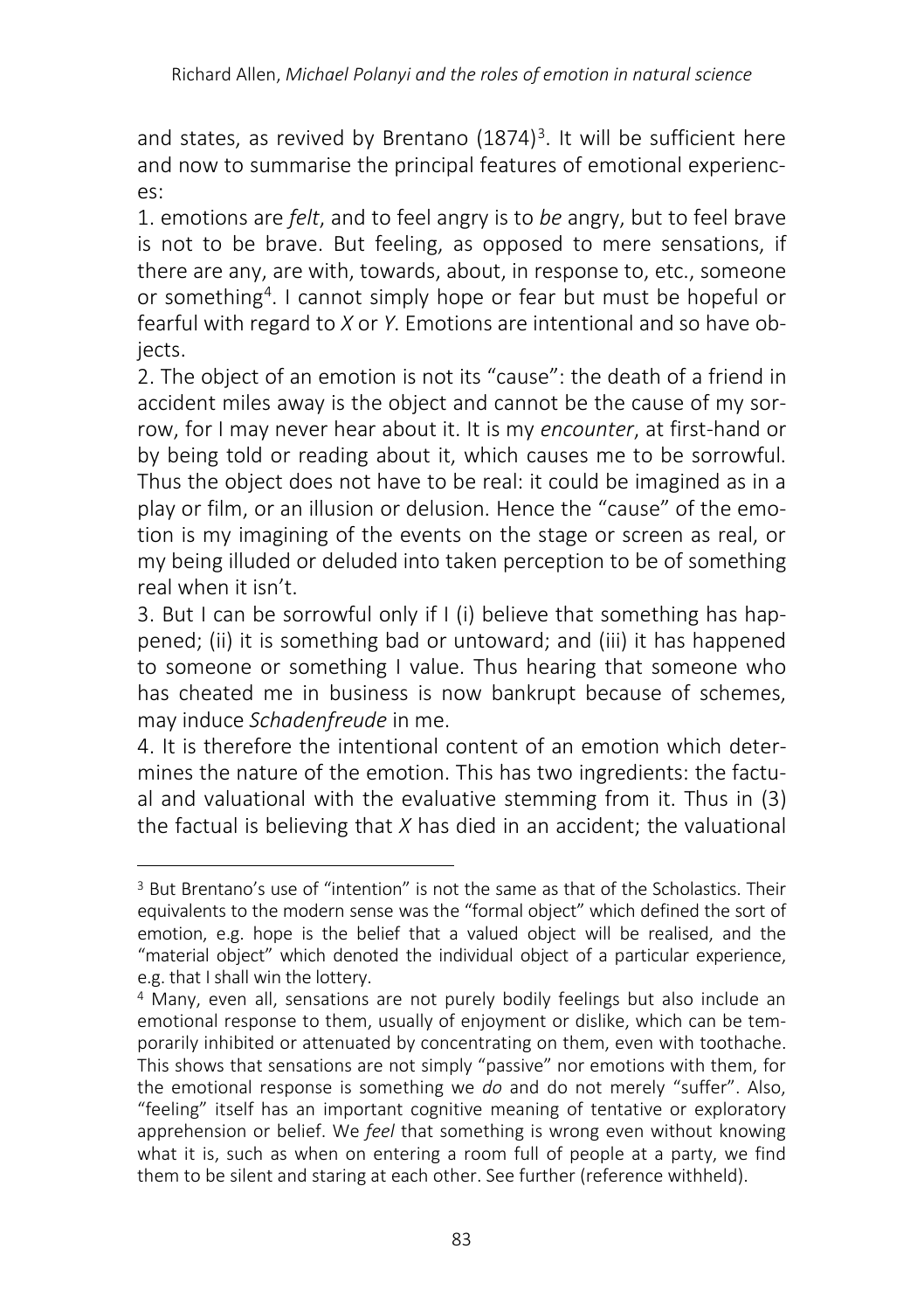and states, as revived by Brentano (1874)[3]. It will be sufficient here and now to summarise the principal features of emotional experiences:

1. emotions are *felt*, and to feel angry is to *be* angry, but to feel brave is not to be brave. But feeling, as opposed to mere sensations, if there are any, are with, towards, about, in response to, etc., someone or something[4]. I cannot simply hope or fear but must be hopeful or fearful with regard to *X* or *Y*. Emotions are intentional and so have objects.

2. The object of an emotion is not its "cause": the death of a friend in accident miles away is the object and cannot be the cause of my sorrow, for I may never hear about it. It is my *encounter*, at first-hand or by being told or reading about it, which causes me to be sorrowful. Thus the object does not have to be real: it could be imagined as in a play or film, or an illusion or delusion. Hence the "cause" of the emotion is my imagining of the events on the stage or screen as real, or my being illuded or deluded into taken perception to be of something real when it isn't.

3. But I can be sorrowful only if I (i) believe that something has happened; (ii) it is something bad or untoward; and (iii) it has happened to someone or something I value. Thus hearing that someone who has cheated me in business is now bankrupt because of schemes, may induce *Schadenfreude* in me.

4. It is therefore the intentional content of an emotion which determines the nature of the emotion. This has two ingredients: the factual and valuational with the evaluative stemming from it. Thus in (3) the factual is believing that *X* has died in an accident; the valuational

---

[3] But Brentano's use of "intention" is not the same as that of the Scholastics. Their equivalents to the modern sense was the "formal object" which defined the sort of emotion, e.g. hope is the belief that a valued object will be realised, and the "material object" which denoted the individual object of a particular experience, e.g. that I shall win the lottery.

[4] Many, even all, sensations are not purely bodily feelings but also include an emotional response to them, usually of enjoyment or dislike, which can be temporarily inhibited or attenuated by concentrating on them, even with toothache. This shows that sensations are not simply "passive" nor emotions with them, for the emotional response is something we *do* and do not merely "suffer". Also, "feeling" itself has an important cognitive meaning of tentative or exploratory apprehension or belief. We *feel* that something is wrong even without knowing what it is, such as when on entering a room full of people at a party, we find them to be silent and staring at each other. See further (reference withheld).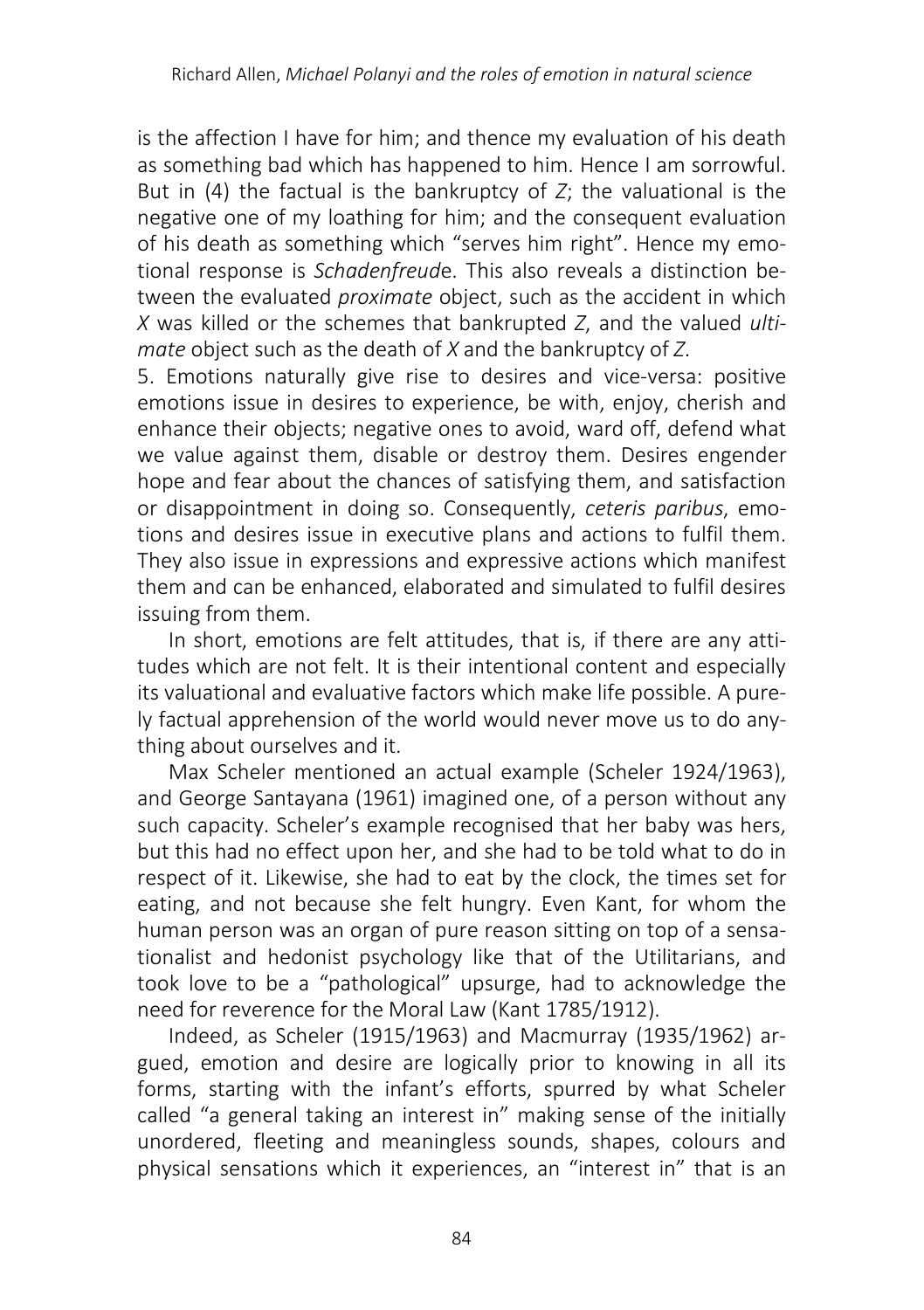is the affection I have for him; and thence my evaluation of his death as something bad which has happened to him. Hence I am sorrowful. But in (4) the factual is the bankruptcy of *Z*; the valuational is the negative one of my loathing for him; and the consequent evaluation of his death as something which "serves him right". Hence my emotional response is *Schadenfreud*e. This also reveals a distinction between the evaluated *proximate* object, such as the accident in which *X* was killed or the schemes that bankrupted *Z*, and the valued *ultimate* object such as the death of *X* and the bankruptcy of *Z*.

5. Emotions naturally give rise to desires and vice-versa: positive emotions issue in desires to experience, be with, enjoy, cherish and enhance their objects; negative ones to avoid, ward off, defend what we value against them, disable or destroy them. Desires engender hope and fear about the chances of satisfying them, and satisfaction or disappointment in doing so. Consequently, *ceteris paribus*, emotions and desires issue in executive plans and actions to fulfil them. They also issue in expressions and expressive actions which manifest them and can be enhanced, elaborated and simulated to fulfil desires issuing from them.

In short, emotions are felt attitudes, that is, if there are any attitudes which are not felt. It is their intentional content and especially its valuational and evaluative factors which make life possible. A purely factual apprehension of the world would never move us to do anything about ourselves and it.

Max Scheler mentioned an actual example (Scheler 1924/1963), and George Santayana (1961) imagined one, of a person without any such capacity. Scheler's example recognised that her baby was hers, but this had no effect upon her, and she had to be told what to do in respect of it. Likewise, she had to eat by the clock, the times set for eating, and not because she felt hungry. Even Kant, for whom the human person was an organ of pure reason sitting on top of a sensationalist and hedonist psychology like that of the Utilitarians, and took love to be a "pathological" upsurge, had to acknowledge the need for reverence for the Moral Law (Kant 1785/1912).

Indeed, as Scheler (1915/1963) and Macmurray (1935/1962) argued, emotion and desire are logically prior to knowing in all its forms, starting with the infant's efforts, spurred by what Scheler called "a general taking an interest in" making sense of the initially unordered, fleeting and meaningless sounds, shapes, colours and physical sensations which it experiences, an "interest in" that is an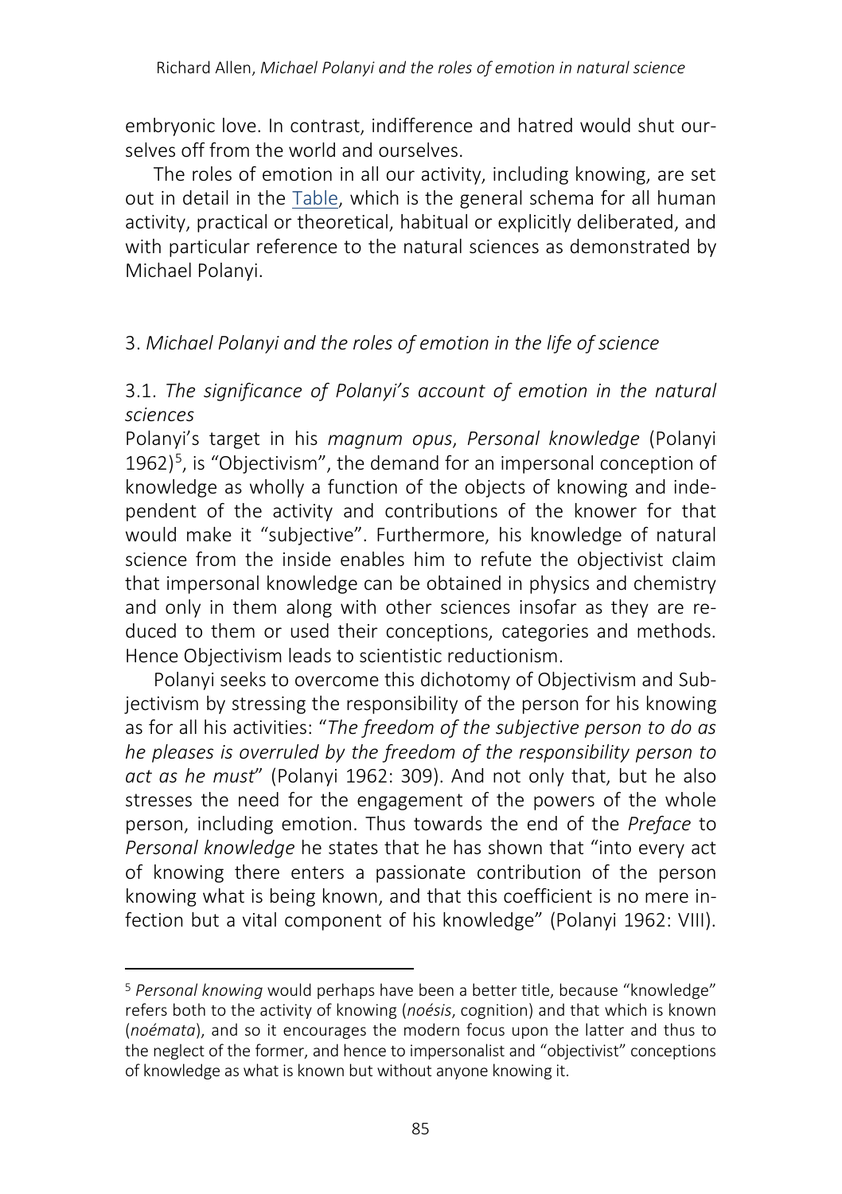embryonic love. In contrast, indifference and hatred would shut ourselves off from the world and ourselves.

The roles of emotion in all our activity, including knowing, are set out in detail in the Table, which is the general schema for all human activity, practical or theoretical, habitual or explicitly deliberated, and with particular reference to the natural sciences as demonstrated by Michael Polanyi.

## 3. *Michael Polanyi and the roles of emotion in the life of science*

### 3.1. *The significance of Polanyi's account of emotion in the natural sciences*

Polanyi's target in his *magnum opus*, *Personal knowledge* (Polanyi 1962)[5], is "Objectivism", the demand for an impersonal conception of knowledge as wholly a function of the objects of knowing and independent of the activity and contributions of the knower for that would make it "subjective". Furthermore, his knowledge of natural science from the inside enables him to refute the objectivist claim that impersonal knowledge can be obtained in physics and chemistry and only in them along with other sciences insofar as they are reduced to them or used their conceptions, categories and methods. Hence Objectivism leads to scientistic reductionism.

Polanyi seeks to overcome this dichotomy of Objectivism and Subjectivism by stressing the responsibility of the person for his knowing as for all his activities: "*The freedom of the subjective person to do as he pleases is overruled by the freedom of the responsibility person to act as he must*" (Polanyi 1962: 309). And not only that, but he also stresses the need for the engagement of the powers of the whole person, including emotion. Thus towards the end of the *Preface* to *Personal knowledge* he states that he has shown that "into every act of knowing there enters a passionate contribution of the person knowing what is being known, and that this coefficient is no mere infection but a vital component of his knowledge" (Polanyi 1962: VIII).

---

[5] *Personal knowing* would perhaps have been a better title, because "knowledge" refers both to the activity of knowing (*noésis*, cognition) and that which is known (*noémata*), and so it encourages the modern focus upon the latter and thus to the neglect of the former, and hence to impersonalist and "objectivist" conceptions of knowledge as what is known but without anyone knowing it.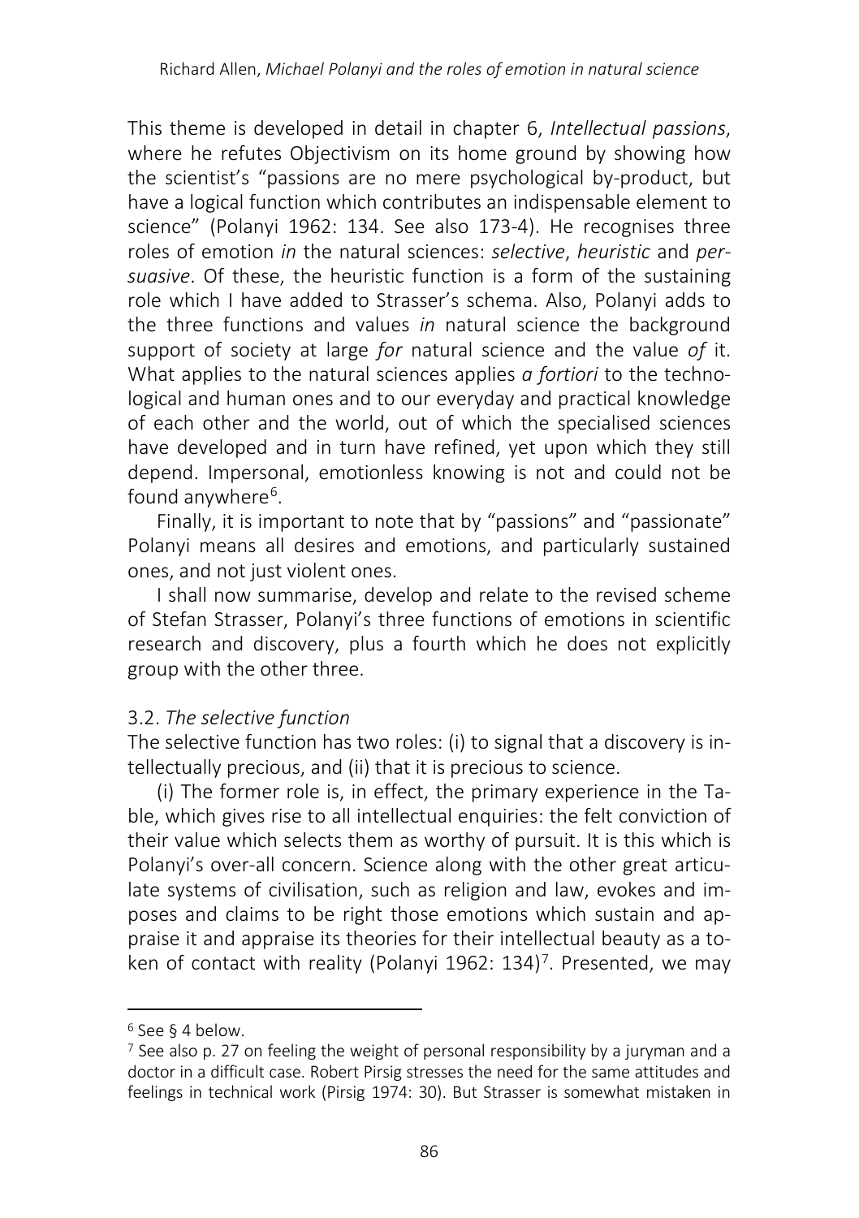This theme is developed in detail in chapter 6, *Intellectual passions*, where he refutes Objectivism on its home ground by showing how the scientist's "passions are no mere psychological by-product, but have a logical function which contributes an indispensable element to science" (Polanyi 1962: 134. See also 173-4). He recognises three roles of emotion *in* the natural sciences: *selective*, *heuristic* and *persuasive*. Of these, the heuristic function is a form of the sustaining role which I have added to Strasser's schema. Also, Polanyi adds to the three functions and values *in* natural science the background support of society at large *for* natural science and the value *of* it. What applies to the natural sciences applies *a fortiori* to the technological and human ones and to our everyday and practical knowledge of each other and the world, out of which the specialised sciences have developed and in turn have refined, yet upon which they still depend. Impersonal, emotionless knowing is not and could not be found anywhere[6].

Finally, it is important to note that by "passions" and "passionate" Polanyi means all desires and emotions, and particularly sustained ones, and not just violent ones.

I shall now summarise, develop and relate to the revised scheme of Stefan Strasser, Polanyi's three functions of emotions in scientific research and discovery, plus a fourth which he does not explicitly group with the other three.

### 3.2. *The selective function*

The selective function has two roles: (i) to signal that a discovery is intellectually precious, and (ii) that it is precious to science.

(i) The former role is, in effect, the primary experience in the Table, which gives rise to all intellectual enquiries: the felt conviction of their value which selects them as worthy of pursuit. It is this which is Polanyi's over-all concern. Science along with the other great articulate systems of civilisation, such as religion and law, evokes and imposes and claims to be right those emotions which sustain and appraise it and appraise its theories for their intellectual beauty as a token of contact with reality (Polanyi 1962: 134)[7]. Presented, we may

---

[6] See § 4 below.

[7] See also p. 27 on feeling the weight of personal responsibility by a juryman and a doctor in a difficult case. Robert Pirsig stresses the need for the same attitudes and feelings in technical work (Pirsig 1974: 30). But Strasser is somewhat mistaken in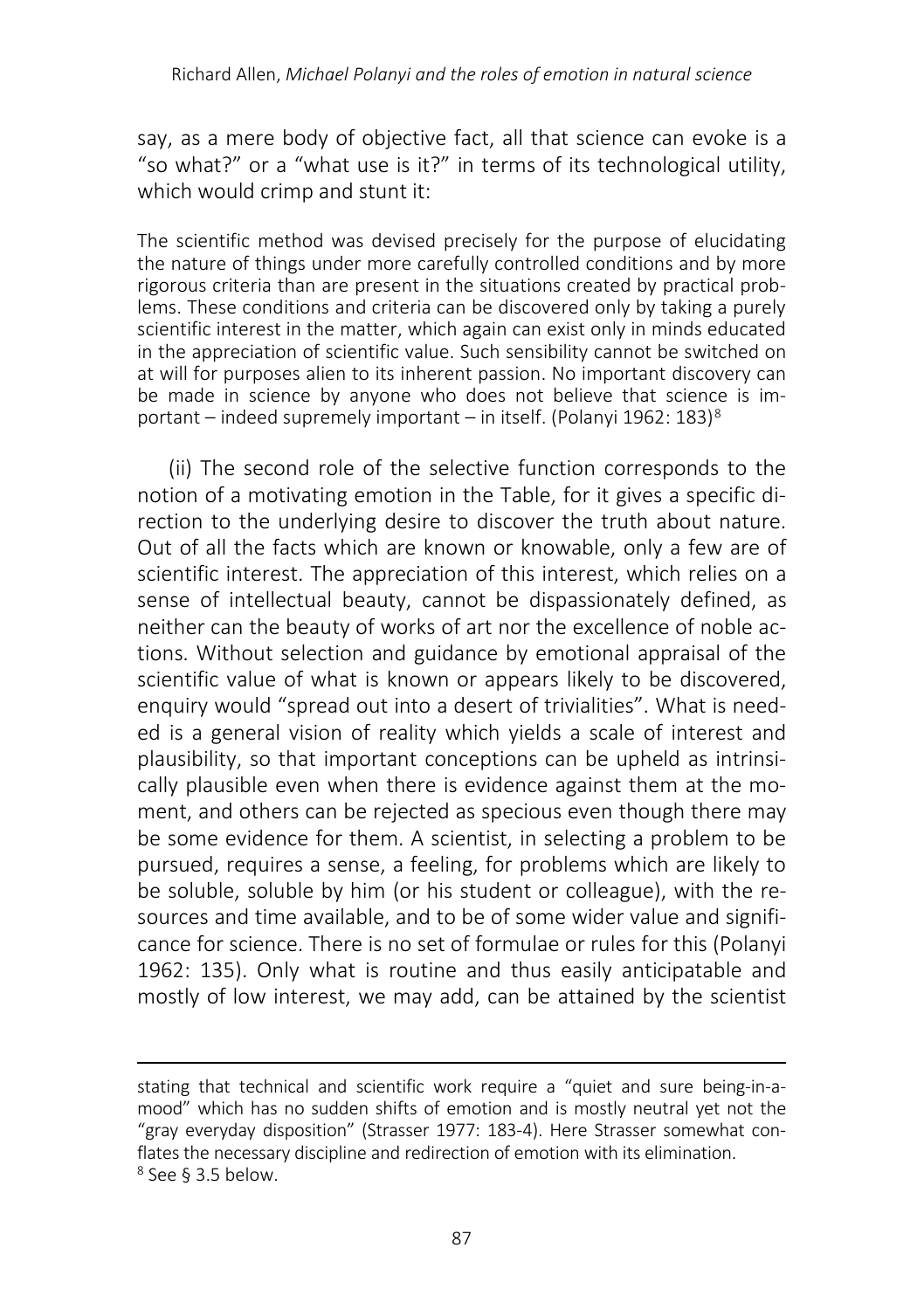say, as a mere body of objective fact, all that science can evoke is a "so what?" or a "what use is it?" in terms of its technological utility, which would crimp and stunt it:

> The scientific method was devised precisely for the purpose of elucidating the nature of things under more carefully controlled conditions and by more rigorous criteria than are present in the situations created by practical problems. These conditions and criteria can be discovered only by taking a purely scientific interest in the matter, which again can exist only in minds educated in the appreciation of scientific value. Such sensibility cannot be switched on at will for purposes alien to its inherent passion. No important discovery can be made in science by anyone who does not believe that science is important – indeed supremely important – in itself. (Polanyi 1962: 183)[8]

(ii) The second role of the selective function corresponds to the notion of a motivating emotion in the Table, for it gives a specific direction to the underlying desire to discover the truth about nature. Out of all the facts which are known or knowable, only a few are of scientific interest. The appreciation of this interest, which relies on a sense of intellectual beauty, cannot be dispassionately defined, as neither can the beauty of works of art nor the excellence of noble actions. Without selection and guidance by emotional appraisal of the scientific value of what is known or appears likely to be discovered, enquiry would "spread out into a desert of trivialities". What is needed is a general vision of reality which yields a scale of interest and plausibility, so that important conceptions can be upheld as intrinsically plausible even when there is evidence against them at the moment, and others can be rejected as specious even though there may be some evidence for them. A scientist, in selecting a problem to be pursued, requires a sense, a feeling, for problems which are likely to be soluble, soluble by him (or his student or colleague), with the resources and time available, and to be of some wider value and significance for science. There is no set of formulae or rules for this (Polanyi 1962: 135). Only what is routine and thus easily anticipatable and mostly of low interest, we may add, can be attained by the scientist

---

stating that technical and scientific work require a "quiet and sure being-in-a-mood" which has no sudden shifts of emotion and is mostly neutral yet not the "gray everyday disposition" (Strasser 1977: 183-4). Here Strasser somewhat conflates the necessary discipline and redirection of emotion with its elimination.

[8] See § 3.5 below.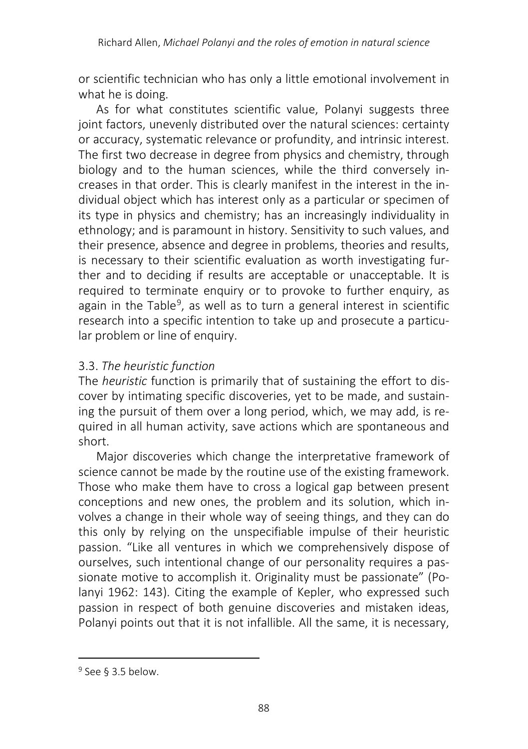or scientific technician who has only a little emotional involvement in what he is doing.

As for what constitutes scientific value, Polanyi suggests three joint factors, unevenly distributed over the natural sciences: certainty or accuracy, systematic relevance or profundity, and intrinsic interest. The first two decrease in degree from physics and chemistry, through biology and to the human sciences, while the third conversely increases in that order. This is clearly manifest in the interest in the individual object which has interest only as a particular or specimen of its type in physics and chemistry; has an increasingly individuality in ethnology; and is paramount in history. Sensitivity to such values, and their presence, absence and degree in problems, theories and results, is necessary to their scientific evaluation as worth investigating further and to deciding if results are acceptable or unacceptable. It is required to terminate enquiry or to provoke to further enquiry, as again in the Table[9], as well as to turn a general interest in scientific research into a specific intention to take up and prosecute a particular problem or line of enquiry.

### 3.3. *The heuristic function*

The *heuristic* function is primarily that of sustaining the effort to discover by intimating specific discoveries, yet to be made, and sustaining the pursuit of them over a long period, which, we may add, is required in all human activity, save actions which are spontaneous and short.

Major discoveries which change the interpretative framework of science cannot be made by the routine use of the existing framework. Those who make them have to cross a logical gap between present conceptions and new ones, the problem and its solution, which involves a change in their whole way of seeing things, and they can do this only by relying on the unspecifiable impulse of their heuristic passion. "Like all ventures in which we comprehensively dispose of ourselves, such intentional change of our personality requires a passionate motive to accomplish it. Originality must be passionate" (Polanyi 1962: 143). Citing the example of Kepler, who expressed such passion in respect of both genuine discoveries and mistaken ideas, Polanyi points out that it is not infallible. All the same, it is necessary,

[9] See § 3.5 below.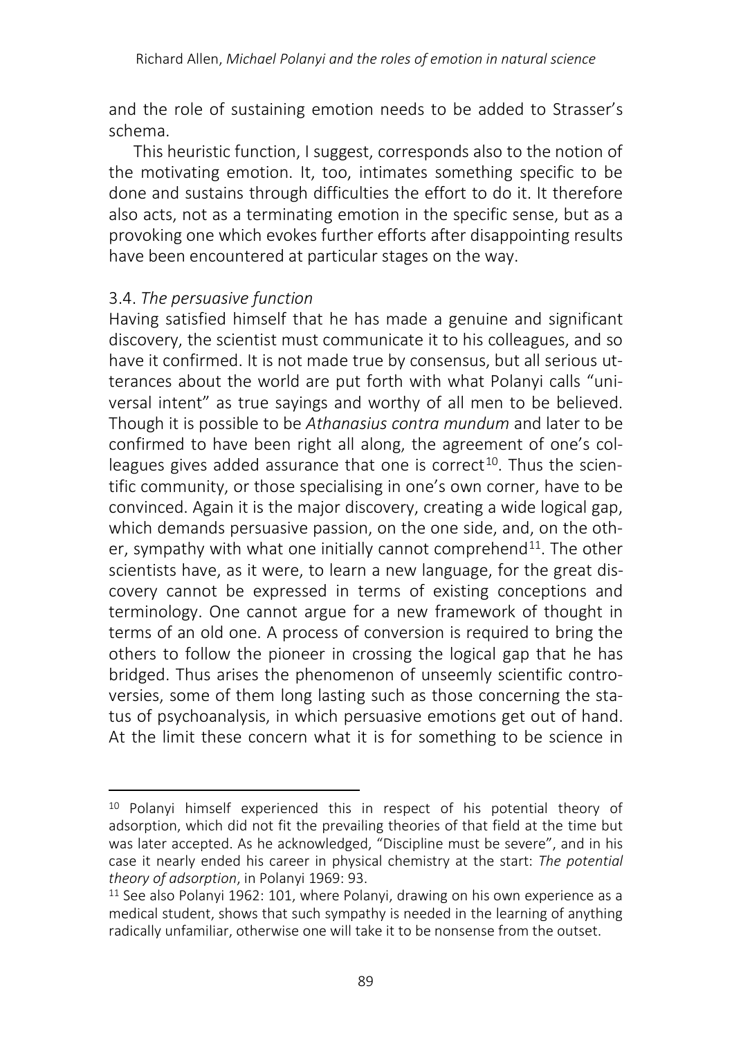and the role of sustaining emotion needs to be added to Strasser's schema.

This heuristic function, I suggest, corresponds also to the notion of the motivating emotion. It, too, intimates something specific to be done and sustains through difficulties the effort to do it. It therefore also acts, not as a terminating emotion in the specific sense, but as a provoking one which evokes further efforts after disappointing results have been encountered at particular stages on the way.

### 3.4. *The persuasive function*

Having satisfied himself that he has made a genuine and significant discovery, the scientist must communicate it to his colleagues, and so have it confirmed. It is not made true by consensus, but all serious utterances about the world are put forth with what Polanyi calls "universal intent" as true sayings and worthy of all men to be believed. Though it is possible to be *Athanasius contra mundum* and later to be confirmed to have been right all along, the agreement of one's colleagues gives added assurance that one is correct[10]. Thus the scientific community, or those specialising in one's own corner, have to be convinced. Again it is the major discovery, creating a wide logical gap, which demands persuasive passion, on the one side, and, on the other, sympathy with what one initially cannot comprehend[11]. The other scientists have, as it were, to learn a new language, for the great discovery cannot be expressed in terms of existing conceptions and terminology. One cannot argue for a new framework of thought in terms of an old one. A process of conversion is required to bring the others to follow the pioneer in crossing the logical gap that he has bridged. Thus arises the phenomenon of unseemly scientific controversies, some of them long lasting such as those concerning the status of psychoanalysis, in which persuasive emotions get out of hand. At the limit these concern what it is for something to be science in

---

[10] Polanyi himself experienced this in respect of his potential theory of adsorption, which did not fit the prevailing theories of that field at the time but was later accepted. As he acknowledged, "Discipline must be severe", and in his case it nearly ended his career in physical chemistry at the start: *The potential theory of adsorption*, in Polanyi 1969: 93.

[11] See also Polanyi 1962: 101, where Polanyi, drawing on his own experience as a medical student, shows that such sympathy is needed in the learning of anything radically unfamiliar, otherwise one will take it to be nonsense from the outset.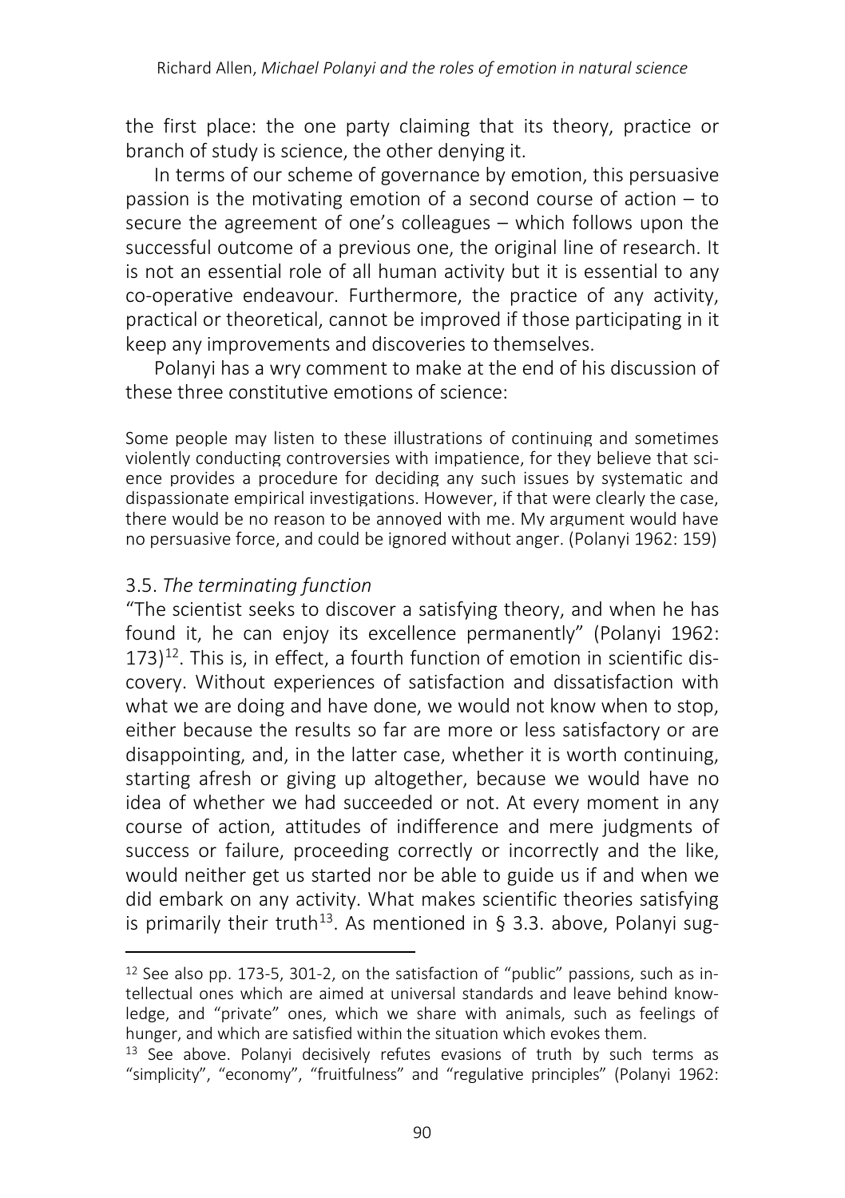the first place: the one party claiming that its theory, practice or branch of study is science, the other denying it.

In terms of our scheme of governance by emotion, this persuasive passion is the motivating emotion of a second course of action – to secure the agreement of one's colleagues – which follows upon the successful outcome of a previous one, the original line of research. It is not an essential role of all human activity but it is essential to any co-operative endeavour. Furthermore, the practice of any activity, practical or theoretical, cannot be improved if those participating in it keep any improvements and discoveries to themselves.

Polanyi has a wry comment to make at the end of his discussion of these three constitutive emotions of science:

> Some people may listen to these illustrations of continuing and sometimes violently conducting controversies with impatience, for they believe that science provides a procedure for deciding any such issues by systematic and dispassionate empirical investigations. However, if that were clearly the case, there would be no reason to be annoyed with me. My argument would have no persuasive force, and could be ignored without anger. (Polanyi 1962: 159)

### 3.5. *The terminating function*

"The scientist seeks to discover a satisfying theory, and when he has found it, he can enjoy its excellence permanently" (Polanyi 1962: 173)[12]. This is, in effect, a fourth function of emotion in scientific discovery. Without experiences of satisfaction and dissatisfaction with what we are doing and have done, we would not know when to stop, either because the results so far are more or less satisfactory or are disappointing, and, in the latter case, whether it is worth continuing, starting afresh or giving up altogether, because we would have no idea of whether we had succeeded or not. At every moment in any course of action, attitudes of indifference and mere judgments of success or failure, proceeding correctly or incorrectly and the like, would neither get us started nor be able to guide us if and when we did embark on any activity. What makes scientific theories satisfying is primarily their truth[13]. As mentioned in § 3.3. above, Polanyi sug-

---

[12] See also pp. 173-5, 301-2, on the satisfaction of "public" passions, such as intellectual ones which are aimed at universal standards and leave behind knowledge, and "private" ones, which we share with animals, such as feelings of hunger, and which are satisfied within the situation which evokes them.

[13] See above. Polanyi decisively refutes evasions of truth by such terms as "simplicity", "economy", "fruitfulness" and "regulative principles" (Polanyi 1962: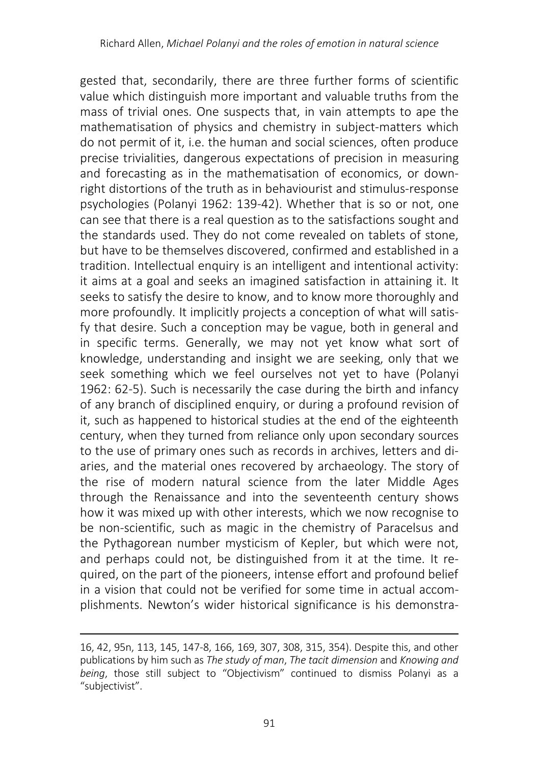gested that, secondarily, there are three further forms of scientific value which distinguish more important and valuable truths from the mass of trivial ones. One suspects that, in vain attempts to ape the mathematisation of physics and chemistry in subject-matters which do not permit of it, i.e. the human and social sciences, often produce precise trivialities, dangerous expectations of precision in measuring and forecasting as in the mathematisation of economics, or downright distortions of the truth as in behaviourist and stimulus-response psychologies (Polanyi 1962: 139-42). Whether that is so or not, one can see that there is a real question as to the satisfactions sought and the standards used. They do not come revealed on tablets of stone, but have to be themselves discovered, confirmed and established in a tradition. Intellectual enquiry is an intelligent and intentional activity: it aims at a goal and seeks an imagined satisfaction in attaining it. It seeks to satisfy the desire to know, and to know more thoroughly and more profoundly. It implicitly projects a conception of what will satisfy that desire. Such a conception may be vague, both in general and in specific terms. Generally, we may not yet know what sort of knowledge, understanding and insight we are seeking, only that we seek something which we feel ourselves not yet to have (Polanyi 1962: 62-5). Such is necessarily the case during the birth and infancy of any branch of disciplined enquiry, or during a profound revision of it, such as happened to historical studies at the end of the eighteenth century, when they turned from reliance only upon secondary sources to the use of primary ones such as records in archives, letters and diaries, and the material ones recovered by archaeology. The story of the rise of modern natural science from the later Middle Ages through the Renaissance and into the seventeenth century shows how it was mixed up with other interests, which we now recognise to be non-scientific, such as magic in the chemistry of Paracelsus and the Pythagorean number mysticism of Kepler, but which were not, and perhaps could not, be distinguished from it at the time. It required, on the part of the pioneers, intense effort and profound belief in a vision that could not be verified for some time in actual accomplishments. Newton's wider historical significance is his demonstra-

---

16, 42, 95n, 113, 145, 147-8, 166, 169, 307, 308, 315, 354). Despite this, and other publications by him such as *The study of man*, *The tacit dimension* and *Knowing and being*, those still subject to "Objectivism" continued to dismiss Polanyi as a "subjectivist".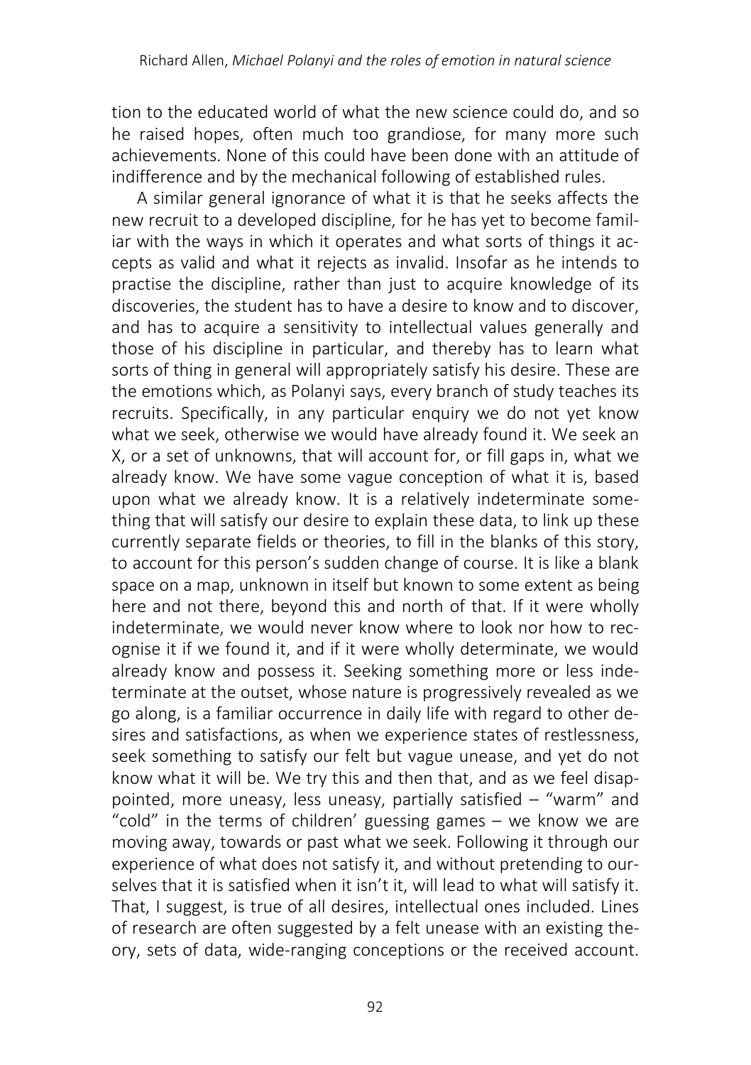tion to the educated world of what the new science could do, and so he raised hopes, often much too grandiose, for many more such achievements. None of this could have been done with an attitude of indifference and by the mechanical following of established rules.

A similar general ignorance of what it is that he seeks affects the new recruit to a developed discipline, for he has yet to become familiar with the ways in which it operates and what sorts of things it accepts as valid and what it rejects as invalid. Insofar as he intends to practise the discipline, rather than just to acquire knowledge of its discoveries, the student has to have a desire to know and to discover, and has to acquire a sensitivity to intellectual values generally and those of his discipline in particular, and thereby has to learn what sorts of thing in general will appropriately satisfy his desire. These are the emotions which, as Polanyi says, every branch of study teaches its recruits. Specifically, in any particular enquiry we do not yet know what we seek, otherwise we would have already found it. We seek an X, or a set of unknowns, that will account for, or fill gaps in, what we already know. We have some vague conception of what it is, based upon what we already know. It is a relatively indeterminate something that will satisfy our desire to explain these data, to link up these currently separate fields or theories, to fill in the blanks of this story, to account for this person's sudden change of course. It is like a blank space on a map, unknown in itself but known to some extent as being here and not there, beyond this and north of that. If it were wholly indeterminate, we would never know where to look nor how to recognise it if we found it, and if it were wholly determinate, we would already know and possess it. Seeking something more or less indeterminate at the outset, whose nature is progressively revealed as we go along, is a familiar occurrence in daily life with regard to other desires and satisfactions, as when we experience states of restlessness, seek something to satisfy our felt but vague unease, and yet do not know what it will be. We try this and then that, and as we feel disappointed, more uneasy, less uneasy, partially satisfied – "warm" and "cold" in the terms of children' guessing games – we know we are moving away, towards or past what we seek. Following it through our experience of what does not satisfy it, and without pretending to ourselves that it is satisfied when it isn't it, will lead to what will satisfy it. That, I suggest, is true of all desires, intellectual ones included. Lines of research are often suggested by a felt unease with an existing theory, sets of data, wide-ranging conceptions or the received account.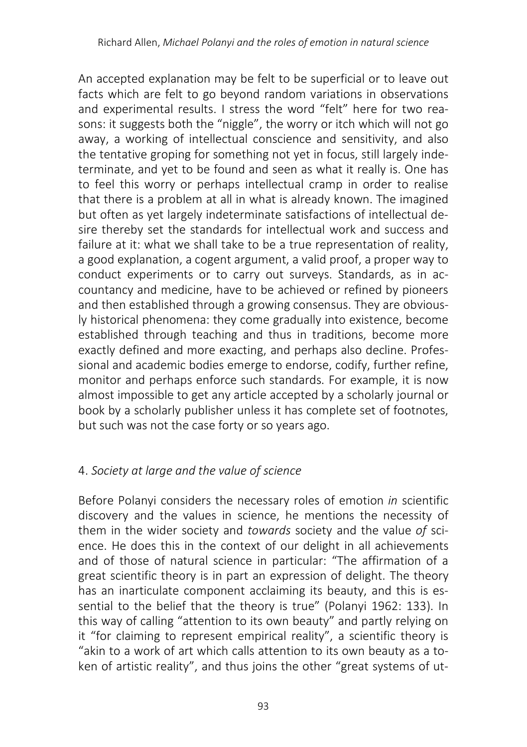An accepted explanation may be felt to be superficial or to leave out facts which are felt to go beyond random variations in observations and experimental results. I stress the word "felt" here for two reasons: it suggests both the "niggle", the worry or itch which will not go away, a working of intellectual conscience and sensitivity, and also the tentative groping for something not yet in focus, still largely indeterminate, and yet to be found and seen as what it really is. One has to feel this worry or perhaps intellectual cramp in order to realise that there is a problem at all in what is already known. The imagined but often as yet largely indeterminate satisfactions of intellectual desire thereby set the standards for intellectual work and success and failure at it: what we shall take to be a true representation of reality, a good explanation, a cogent argument, a valid proof, a proper way to conduct experiments or to carry out surveys. Standards, as in accountancy and medicine, have to be achieved or refined by pioneers and then established through a growing consensus. They are obviously historical phenomena: they come gradually into existence, become established through teaching and thus in traditions, become more exactly defined and more exacting, and perhaps also decline. Professional and academic bodies emerge to endorse, codify, further refine, monitor and perhaps enforce such standards. For example, it is now almost impossible to get any article accepted by a scholarly journal or book by a scholarly publisher unless it has complete set of footnotes, but such was not the case forty or so years ago.

## 4. *Society at large and the value of science*

Before Polanyi considers the necessary roles of emotion *in* scientific discovery and the values in science, he mentions the necessity of them in the wider society and *towards* society and the value *of* science. He does this in the context of our delight in all achievements and of those of natural science in particular: "The affirmation of a great scientific theory is in part an expression of delight. The theory has an inarticulate component acclaiming its beauty, and this is essential to the belief that the theory is true" (Polanyi 1962: 133). In this way of calling "attention to its own beauty" and partly relying on it "for claiming to represent empirical reality", a scientific theory is "akin to a work of art which calls attention to its own beauty as a token of artistic reality", and thus joins the other "great systems of ut-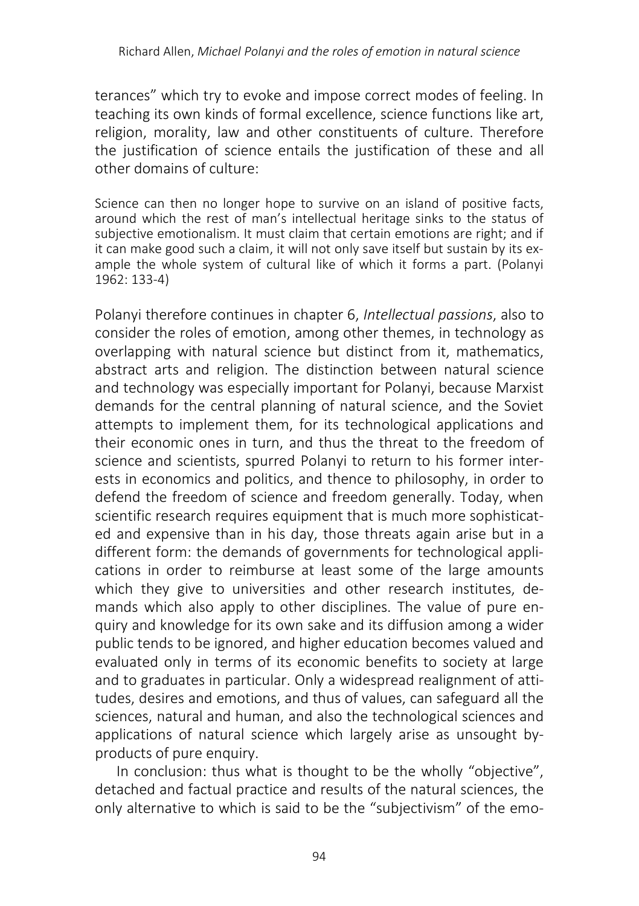terances" which try to evoke and impose correct modes of feeling. In teaching its own kinds of formal excellence, science functions like art, religion, morality, law and other constituents of culture. Therefore the justification of science entails the justification of these and all other domains of culture:

> Science can then no longer hope to survive on an island of positive facts, around which the rest of man's intellectual heritage sinks to the status of subjective emotionalism. It must claim that certain emotions are right; and if it can make good such a claim, it will not only save itself but sustain by its example the whole system of cultural like of which it forms a part. (Polanyi 1962: 133-4)

Polanyi therefore continues in chapter 6, *Intellectual passions*, also to consider the roles of emotion, among other themes, in technology as overlapping with natural science but distinct from it, mathematics, abstract arts and religion. The distinction between natural science and technology was especially important for Polanyi, because Marxist demands for the central planning of natural science, and the Soviet attempts to implement them, for its technological applications and their economic ones in turn, and thus the threat to the freedom of science and scientists, spurred Polanyi to return to his former interests in economics and politics, and thence to philosophy, in order to defend the freedom of science and freedom generally. Today, when scientific research requires equipment that is much more sophisticated and expensive than in his day, those threats again arise but in a different form: the demands of governments for technological applications in order to reimburse at least some of the large amounts which they give to universities and other research institutes, demands which also apply to other disciplines. The value of pure enquiry and knowledge for its own sake and its diffusion among a wider public tends to be ignored, and higher education becomes valued and evaluated only in terms of its economic benefits to society at large and to graduates in particular. Only a widespread realignment of attitudes, desires and emotions, and thus of values, can safeguard all the sciences, natural and human, and also the technological sciences and applications of natural science which largely arise as unsought by-products of pure enquiry.

In conclusion: thus what is thought to be the wholly "objective", detached and factual practice and results of the natural sciences, the only alternative to which is said to be the "subjectivism" of the emo-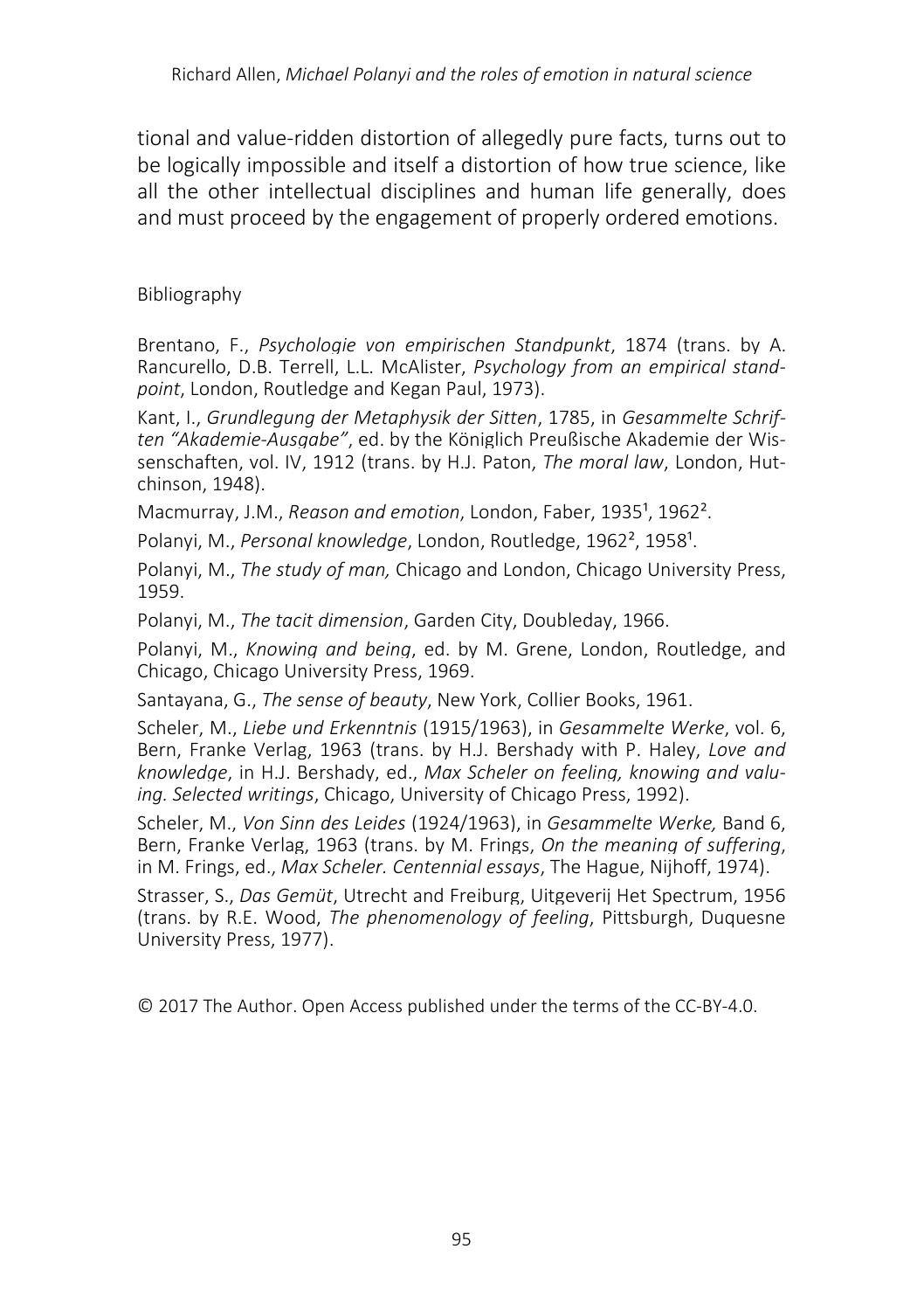tional and value-ridden distortion of allegedly pure facts, turns out to be logically impossible and itself a distortion of how true science, like all the other intellectual disciplines and human life generally, does and must proceed by the engagement of properly ordered emotions.

## Bibliography

Brentano, F., *Psychologie von empirischen Standpunkt*, 1874 (trans. by A. Rancurello, D.B. Terrell, L.L. McAlister, *Psychology from an empirical standpoint*, London, Routledge and Kegan Paul, 1973).

Kant, I., *Grundlegung der Metaphysik der Sitten*, 1785, in *Gesammelte Schriften "Akademie-Ausgabe"*, ed. by the Königlich Preußische Akademie der Wissenschaften, vol. IV, 1912 (trans. by H.J. Paton, *The moral law*, London, Hutchinson, 1948).

Macmurray, J.M., *Reason and emotion*, London, Faber, 1935[1], 1962[2].

Polanyi, M., *Personal knowledge*, London, Routledge, 1962[2], 1958[1].

Polanyi, M., *The study of man,* Chicago and London, Chicago University Press, 1959.

Polanyi, M., *The tacit dimension*, Garden City, Doubleday, 1966.

Polanyi, M., *Knowing and being*, ed. by M. Grene, London, Routledge, and Chicago, Chicago University Press, 1969.

Santayana, G., *The sense of beauty*, New York, Collier Books, 1961.

Scheler, M., *Liebe und Erkenntnis* (1915/1963), in *Gesammelte Werke*, vol. 6, Bern, Franke Verlag, 1963 (trans. by H.J. Bershady with P. Haley, *Love and knowledge*, in H.J. Bershady, ed., *Max Scheler on feeling, knowing and valuing. Selected writings*, Chicago, University of Chicago Press, 1992).

Scheler, M., *Von Sinn des Leides* (1924/1963), in *Gesammelte Werke,* Band 6, Bern, Franke Verlag, 1963 (trans. by M. Frings, *On the meaning of suffering*, in M. Frings, ed., *Max Scheler. Centennial essays*, The Hague, Nijhoff, 1974).

Strasser, S., *Das Gemüt*, Utrecht and Freiburg, Uitgeverij Het Spectrum, 1956 (trans. by R.E. Wood, *The phenomenology of feeling*, Pittsburgh, Duquesne University Press, 1977).

© 2017 The Author. Open Access published under the terms of the CC-BY-4.0.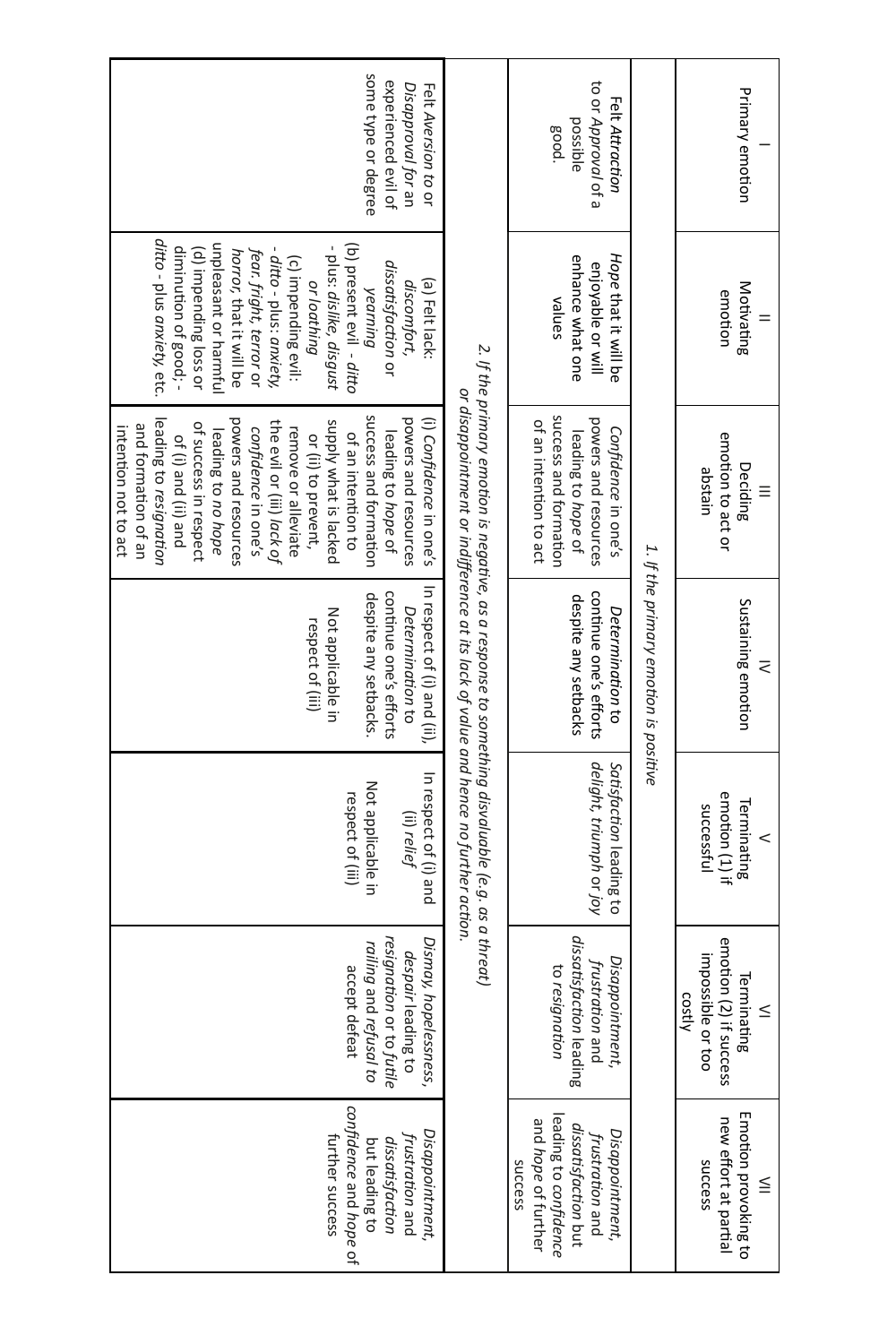| I<br>Primary emotion | II<br>Motivating emotion | III<br>Deciding emotion to act or abstain | IV<br>Sustaining emotion | V<br>Terminating emotion (1) if successful | VI<br>Terminating emotion (2) if success impossible or too costly | VII<br>Emotion provoking to new effort at partial success |
|---|---|---|---|---|---|---|
| *1. If the primary emotion is positive* | | | | | | |
| Felt *Attraction* to or *Approval* of a possible good. | *Hope* that it will be enjoyable or will enhance what one values | *Confidence* in one's powers and resources leading to *hope* of success and formation of an intention to act | *Determination* to continue one's efforts despite any setbacks | *Satisfaction* leading to *delight, triumph* or *joy* | *Disappointment, frustration* and *dissatisfaction* leading to *resignation* | *Disappointment, frustration* and *dissatisfaction* but leading to *confidence* and *hope* of further success |
| *2. If the primary emotion is negative, as a response to something disvaluable (e.g. as a threat) or disappointment or indifference at its lack of value and hence no further action.* | | | | | | |
| Felt *Aversion* to or *Disapproval for* an experienced evil of some type or degree | (a) Felt lack: *discomfort, dissatisfaction* or *yearning*<br>(b) present evil - *ditto* - plus: *dislike, disgust or loathing*<br>(c) impending evil: - *ditto* - plus: *anxiety, fear, fright, terror* or *horror*, that it will be unpleasant or harmful<br>(d) impending loss or diminution of good: - *ditto* - plus *anxiety*, etc. | (i) *Confidence* in one's powers and resources leading to *hope* of success and formation of an intention to supply what is lacked or (ii) to prevent, remove or alleviate the evil or (iii) *lack of confidence* in one's powers and resources leading to *no hope* of success in respect of (i) and (ii) and leading to *resignation* and formation of an intention not to act | In respect of (i) and (ii), *Determination* to continue one's efforts despite any setbacks.<br>Not applicable in respect of (iii) | In respect of (i) and (ii) *relief*<br>Not applicable in respect of (iii) | *Dismay, hopelessness, despair* leading to *resignation* or to *futile railing* and *refusal to* accept defeat | *Disappointment, frustration* and *dissatisfaction* but leading to *confidence* and *hope* of further success |